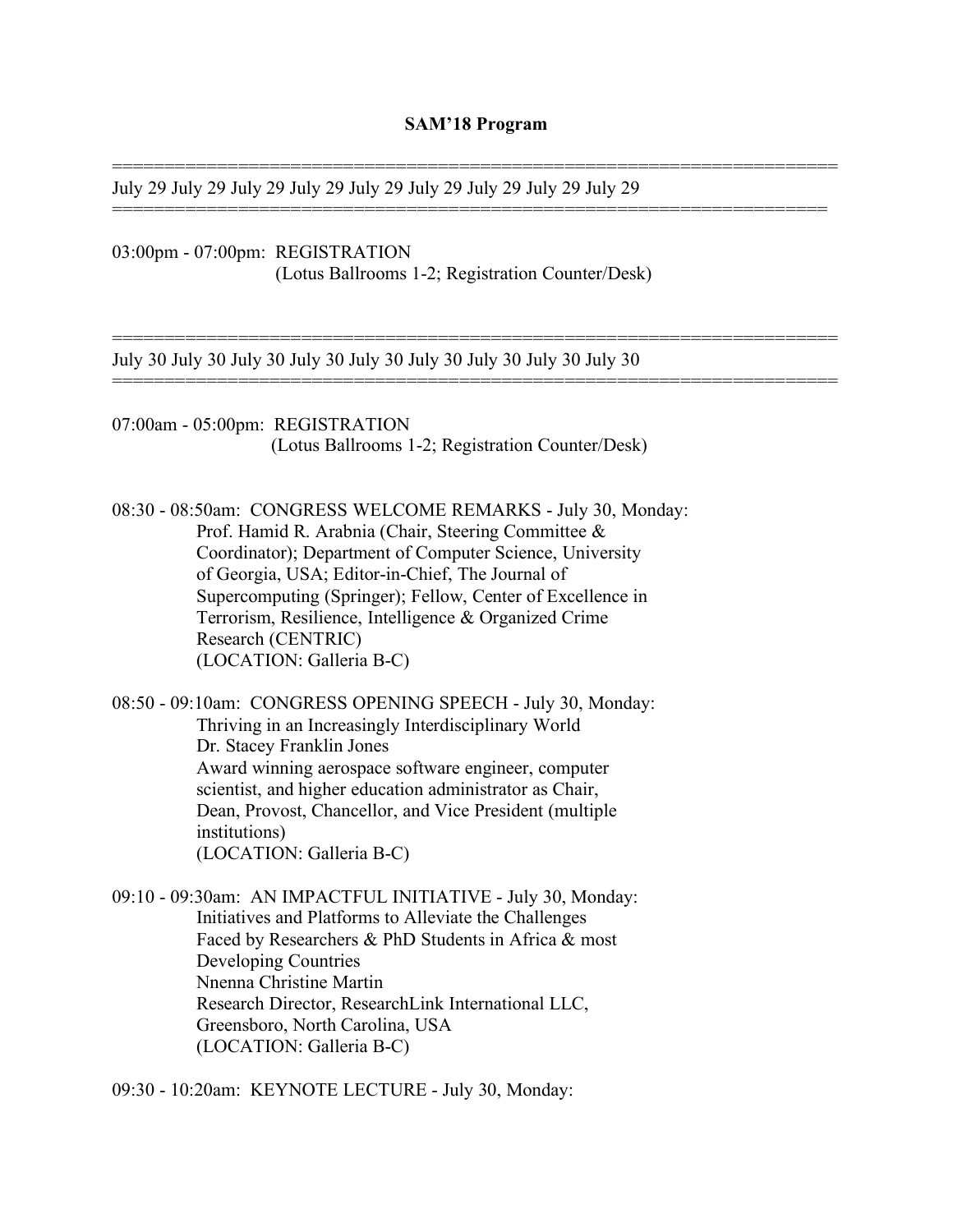# SAM'18 Program

=====================================================================

July 29 July 29 July 29 July 29 July 29 July 29 July 29 July 29 July 29

=====================================================================

03:00pm - 07:00pm: REGISTRATION
(Lotus Ballrooms 1-2; Registration Counter/Desk)

=====================================================================

July 30 July 30 July 30 July 30 July 30 July 30 July 30 July 30 July 30

=====================================================================

07:00am - 05:00pm: REGISTRATION
(Lotus Ballrooms 1-2; Registration Counter/Desk)

08:30 - 08:50am: CONGRESS WELCOME REMARKS - July 30, Monday:
Prof. Hamid R. Arabnia (Chair, Steering Committee & Coordinator); Department of Computer Science, University of Georgia, USA; Editor-in-Chief, The Journal of Supercomputing (Springer); Fellow, Center of Excellence in Terrorism, Resilience, Intelligence & Organized Crime Research (CENTRIC)
(LOCATION: Galleria B-C)

08:50 - 09:10am: CONGRESS OPENING SPEECH - July 30, Monday:
Thriving in an Increasingly Interdisciplinary World
Dr. Stacey Franklin Jones
Award winning aerospace software engineer, computer scientist, and higher education administrator as Chair, Dean, Provost, Chancellor, and Vice President (multiple institutions)
(LOCATION: Galleria B-C)

09:10 - 09:30am: AN IMPACTFUL INITIATIVE - July 30, Monday:
Initiatives and Platforms to Alleviate the Challenges Faced by Researchers & PhD Students in Africa & most Developing Countries
Nnenna Christine Martin
Research Director, ResearchLink International LLC, Greensboro, North Carolina, USA
(LOCATION: Galleria B-C)

09:30 - 10:20am: KEYNOTE LECTURE - July 30, Monday: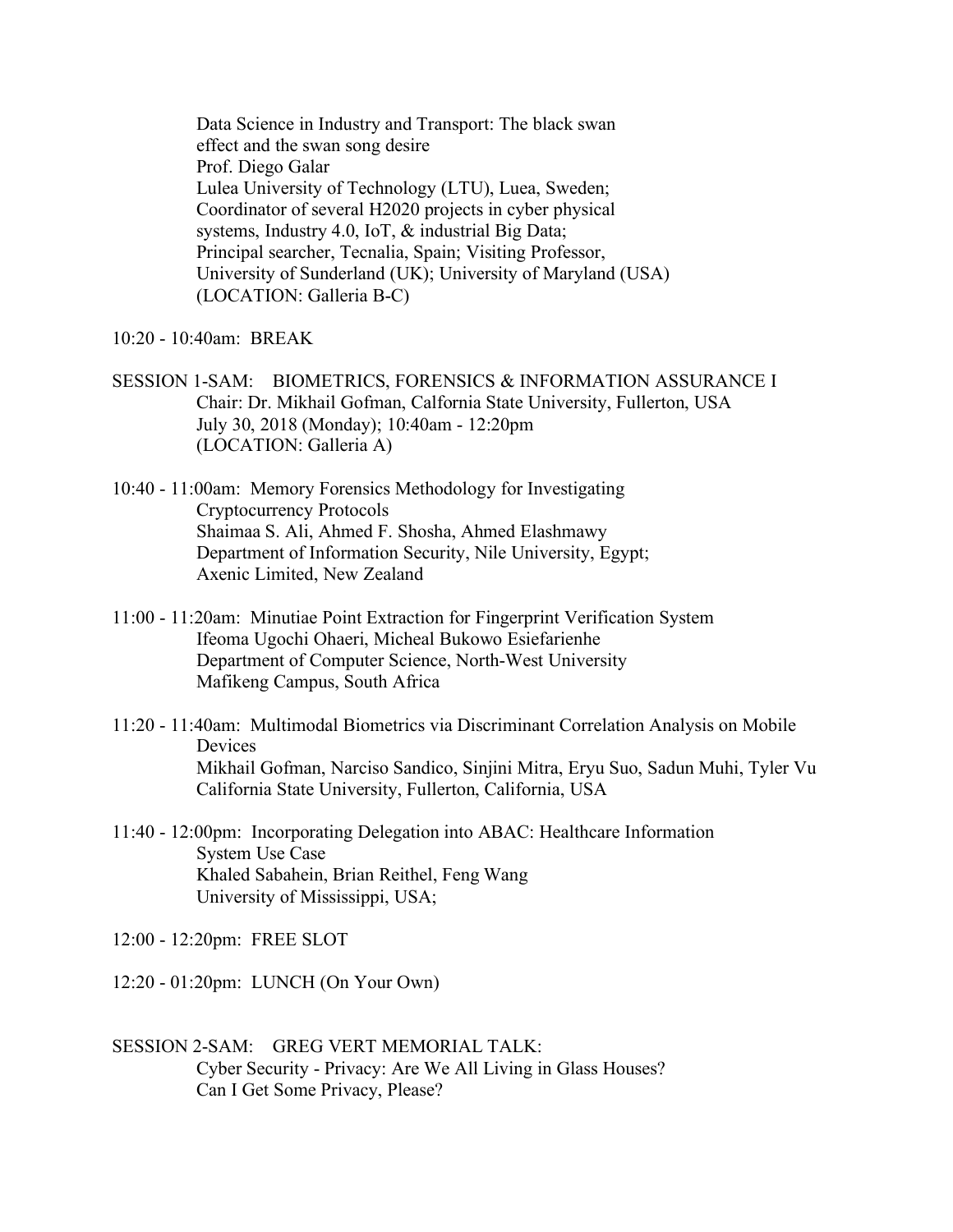Data Science in Industry and Transport: The black swan effect and the swan song desire
Prof. Diego Galar
Lulea University of Technology (LTU), Luea, Sweden;
Coordinator of several H2020 projects in cyber physical systems, Industry 4.0, IoT, & industrial Big Data;
Principal searcher, Tecnalia, Spain; Visiting Professor, University of Sunderland (UK); University of Maryland (USA)
(LOCATION: Galleria B-C)

10:20 - 10:40am: BREAK

SESSION 1-SAM: BIOMETRICS, FORENSICS & INFORMATION ASSURANCE I
Chair: Dr. Mikhail Gofman, Calfornia State University, Fullerton, USA
July 30, 2018 (Monday); 10:40am - 12:20pm
(LOCATION: Galleria A)

10:40 - 11:00am: Memory Forensics Methodology for Investigating Cryptocurrency Protocols
Shaimaa S. Ali, Ahmed F. Shosha, Ahmed Elashmawy
Department of Information Security, Nile University, Egypt;
Axenic Limited, New Zealand

11:00 - 11:20am: Minutiae Point Extraction for Fingerprint Verification System
Ifeoma Ugochi Ohaeri, Micheal Bukowo Esiefarienhe
Department of Computer Science, North-West University
Mafikeng Campus, South Africa

11:20 - 11:40am: Multimodal Biometrics via Discriminant Correlation Analysis on Mobile Devices
Mikhail Gofman, Narciso Sandico, Sinjini Mitra, Eryu Suo, Sadun Muhi, Tyler Vu
California State University, Fullerton, California, USA

11:40 - 12:00pm: Incorporating Delegation into ABAC: Healthcare Information System Use Case
Khaled Sabahein, Brian Reithel, Feng Wang
University of Mississippi, USA;

12:00 - 12:20pm: FREE SLOT

12:20 - 01:20pm: LUNCH (On Your Own)

SESSION 2-SAM: GREG VERT MEMORIAL TALK:
Cyber Security - Privacy: Are We All Living in Glass Houses?
Can I Get Some Privacy, Please?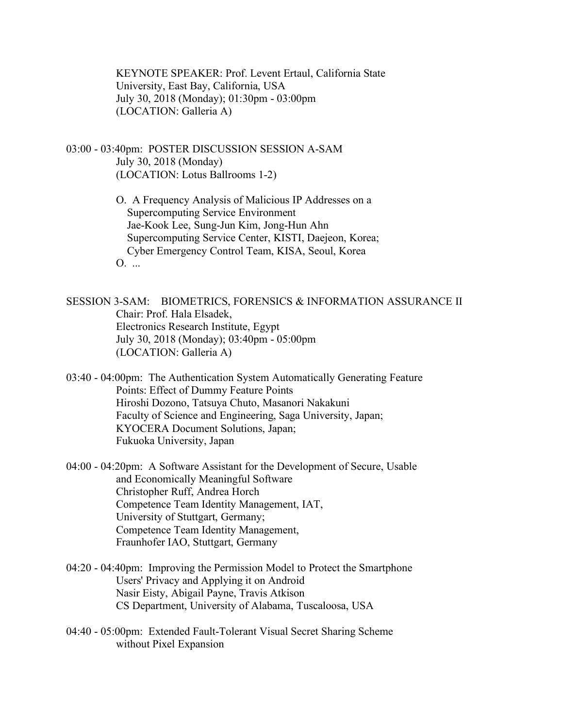KEYNOTE SPEAKER: Prof. Levent Ertaul, California State University, East Bay, California, USA
July 30, 2018 (Monday); 01:30pm - 03:00pm
(LOCATION: Galleria A)

03:00 - 03:40pm: POSTER DISCUSSION SESSION A-SAM
July 30, 2018 (Monday)
(LOCATION: Lotus Ballrooms 1-2)

O. A Frequency Analysis of Malicious IP Addresses on a Supercomputing Service Environment
Jae-Kook Lee, Sung-Jun Kim, Jong-Hun Ahn
Supercomputing Service Center, KISTI, Daejeon, Korea;
Cyber Emergency Control Team, KISA, Seoul, Korea

O. ...

SESSION 3-SAM: BIOMETRICS, FORENSICS & INFORMATION ASSURANCE II
Chair: Prof. Hala Elsadek,
Electronics Research Institute, Egypt
July 30, 2018 (Monday); 03:40pm - 05:00pm
(LOCATION: Galleria A)

03:40 - 04:00pm: The Authentication System Automatically Generating Feature Points: Effect of Dummy Feature Points
Hiroshi Dozono, Tatsuya Chuto, Masanori Nakakuni
Faculty of Science and Engineering, Saga University, Japan;
KYOCERA Document Solutions, Japan;
Fukuoka University, Japan

04:00 - 04:20pm: A Software Assistant for the Development of Secure, Usable and Economically Meaningful Software
Christopher Ruff, Andrea Horch
Competence Team Identity Management, IAT,
University of Stuttgart, Germany;
Competence Team Identity Management,
Fraunhofer IAO, Stuttgart, Germany

04:20 - 04:40pm: Improving the Permission Model to Protect the Smartphone Users' Privacy and Applying it on Android
Nasir Eisty, Abigail Payne, Travis Atkison
CS Department, University of Alabama, Tuscaloosa, USA

04:40 - 05:00pm: Extended Fault-Tolerant Visual Secret Sharing Scheme without Pixel Expansion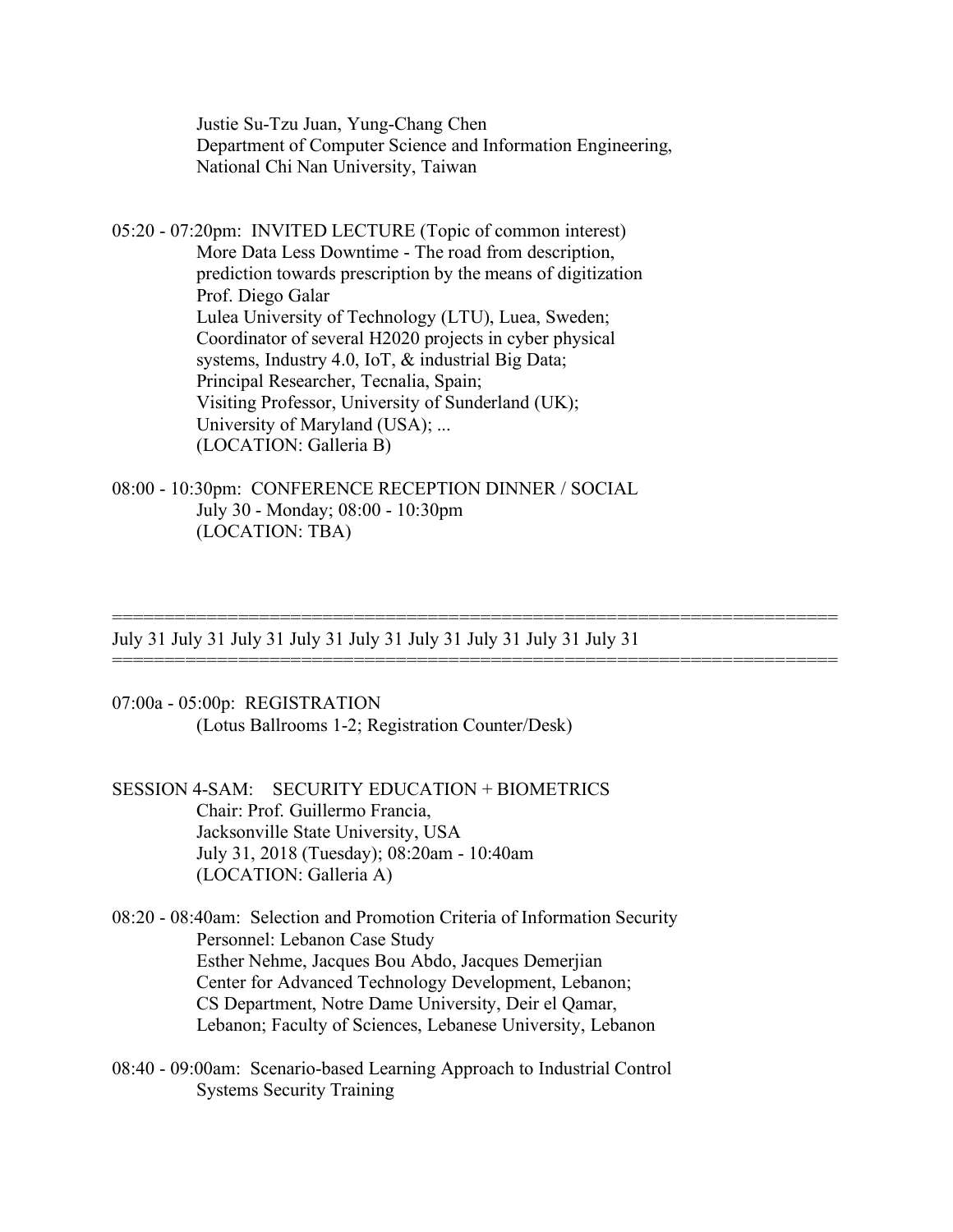Justie Su-Tzu Juan, Yung-Chang Chen
Department of Computer Science and Information Engineering,
National Chi Nan University, Taiwan

05:20 - 07:20pm: INVITED LECTURE (Topic of common interest)
More Data Less Downtime - The road from description,
prediction towards prescription by the means of digitization
Prof. Diego Galar
Lulea University of Technology (LTU), Luea, Sweden;
Coordinator of several H2020 projects in cyber physical
systems, Industry 4.0, IoT, & industrial Big Data;
Principal Researcher, Tecnalia, Spain;
Visiting Professor, University of Sunderland (UK);
University of Maryland (USA); ...
(LOCATION: Galleria B)

08:00 - 10:30pm: CONFERENCE RECEPTION DINNER / SOCIAL
July 30 - Monday; 08:00 - 10:30pm
(LOCATION: TBA)

======================================================================
July 31 July 31 July 31 July 31 July 31 July 31 July 31 July 31 July 31
======================================================================

07:00a - 05:00p: REGISTRATION
(Lotus Ballrooms 1-2; Registration Counter/Desk)

SESSION 4-SAM: SECURITY EDUCATION + BIOMETRICS
Chair: Prof. Guillermo Francia,
Jacksonville State University, USA
July 31, 2018 (Tuesday); 08:20am - 10:40am
(LOCATION: Galleria A)

08:20 - 08:40am: Selection and Promotion Criteria of Information Security
Personnel: Lebanon Case Study
Esther Nehme, Jacques Bou Abdo, Jacques Demerjian
Center for Advanced Technology Development, Lebanon;
CS Department, Notre Dame University, Deir el Qamar,
Lebanon; Faculty of Sciences, Lebanese University, Lebanon

08:40 - 09:00am: Scenario-based Learning Approach to Industrial Control
Systems Security Training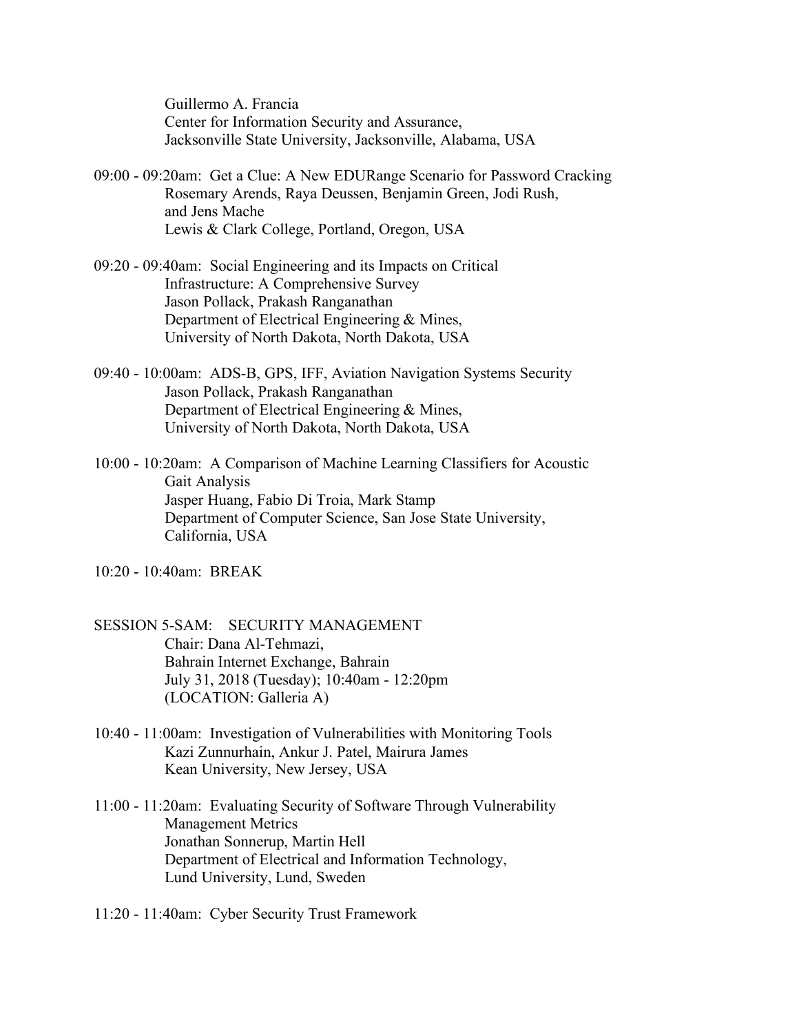Guillermo A. Francia
Center for Information Security and Assurance,
Jacksonville State University, Jacksonville, Alabama, USA

09:00 - 09:20am: Get a Clue: A New EDURange Scenario for Password Cracking
Rosemary Arends, Raya Deussen, Benjamin Green, Jodi Rush, and Jens Mache
Lewis & Clark College, Portland, Oregon, USA

09:20 - 09:40am: Social Engineering and its Impacts on Critical Infrastructure: A Comprehensive Survey
Jason Pollack, Prakash Ranganathan
Department of Electrical Engineering & Mines,
University of North Dakota, North Dakota, USA

09:40 - 10:00am: ADS-B, GPS, IFF, Aviation Navigation Systems Security
Jason Pollack, Prakash Ranganathan
Department of Electrical Engineering & Mines,
University of North Dakota, North Dakota, USA

10:00 - 10:20am: A Comparison of Machine Learning Classifiers for Acoustic Gait Analysis
Jasper Huang, Fabio Di Troia, Mark Stamp
Department of Computer Science, San Jose State University,
California, USA

10:20 - 10:40am: BREAK

## SESSION 5-SAM: SECURITY MANAGEMENT

Chair: Dana Al-Tehmazi,
Bahrain Internet Exchange, Bahrain
July 31, 2018 (Tuesday); 10:40am - 12:20pm
(LOCATION: Galleria A)

10:40 - 11:00am: Investigation of Vulnerabilities with Monitoring Tools
Kazi Zunnurhain, Ankur J. Patel, Mairura James
Kean University, New Jersey, USA

11:00 - 11:20am: Evaluating Security of Software Through Vulnerability Management Metrics
Jonathan Sonnerup, Martin Hell
Department of Electrical and Information Technology,
Lund University, Lund, Sweden

11:20 - 11:40am: Cyber Security Trust Framework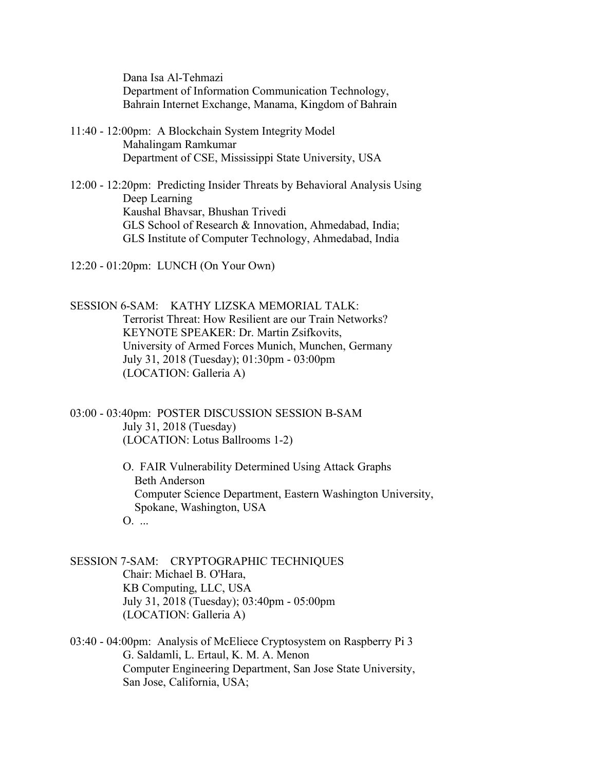Dana Isa Al-Tehmazi
Department of Information Communication Technology,
Bahrain Internet Exchange, Manama, Kingdom of Bahrain

11:40 - 12:00pm: A Blockchain System Integrity Model
Mahalingam Ramkumar
Department of CSE, Mississippi State University, USA

12:00 - 12:20pm: Predicting Insider Threats by Behavioral Analysis Using Deep Learning
Kaushal Bhavsar, Bhushan Trivedi
GLS School of Research & Innovation, Ahmedabad, India;
GLS Institute of Computer Technology, Ahmedabad, India

12:20 - 01:20pm: LUNCH (On Your Own)

SESSION 6-SAM: KATHY LIZSKA MEMORIAL TALK:
Terrorist Threat: How Resilient are our Train Networks?
KEYNOTE SPEAKER: Dr. Martin Zsifkovits,
University of Armed Forces Munich, Munchen, Germany
July 31, 2018 (Tuesday); 01:30pm - 03:00pm
(LOCATION: Galleria A)

03:00 - 03:40pm: POSTER DISCUSSION SESSION B-SAM
July 31, 2018 (Tuesday)
(LOCATION: Lotus Ballrooms 1-2)

O. FAIR Vulnerability Determined Using Attack Graphs
Beth Anderson
Computer Science Department, Eastern Washington University, Spokane, Washington, USA

O. ...

SESSION 7-SAM: CRYPTOGRAPHIC TECHNIQUES
Chair: Michael B. O'Hara,
KB Computing, LLC, USA
July 31, 2018 (Tuesday); 03:40pm - 05:00pm
(LOCATION: Galleria A)

03:40 - 04:00pm: Analysis of McEliece Cryptosystem on Raspberry Pi 3
G. Saldamli, L. Ertaul, K. M. A. Menon
Computer Engineering Department, San Jose State University, San Jose, California, USA;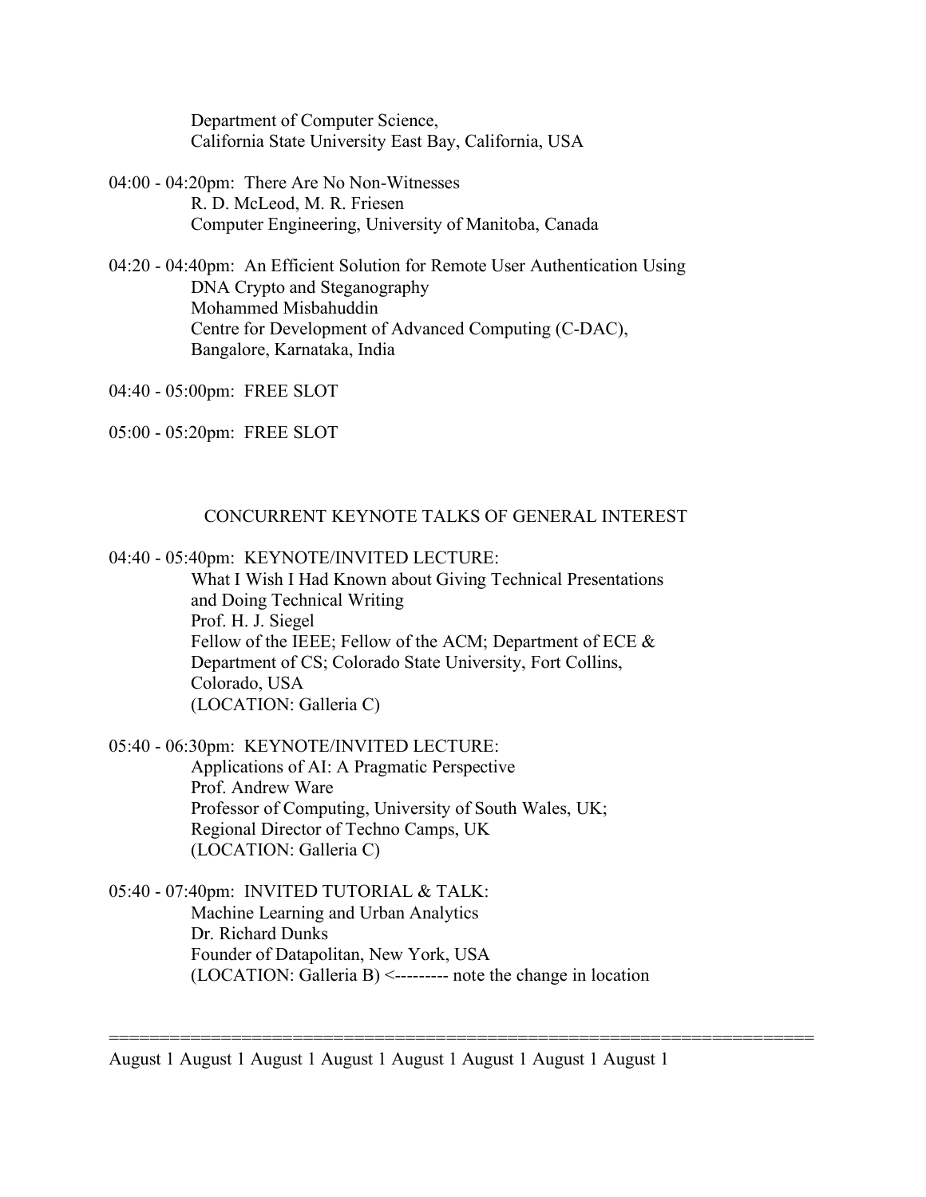Department of Computer Science,
California State University East Bay, California, USA

04:00 - 04:20pm: There Are No Non-Witnesses
R. D. McLeod, M. R. Friesen
Computer Engineering, University of Manitoba, Canada

04:20 - 04:40pm: An Efficient Solution for Remote User Authentication Using DNA Crypto and Steganography
Mohammed Misbahuddin
Centre for Development of Advanced Computing (C-DAC), Bangalore, Karnataka, India

04:40 - 05:00pm: FREE SLOT

05:00 - 05:20pm: FREE SLOT

## CONCURRENT KEYNOTE TALKS OF GENERAL INTEREST

04:40 - 05:40pm: KEYNOTE/INVITED LECTURE:
What I Wish I Had Known about Giving Technical Presentations and Doing Technical Writing
Prof. H. J. Siegel
Fellow of the IEEE; Fellow of the ACM; Department of ECE & Department of CS; Colorado State University, Fort Collins, Colorado, USA
(LOCATION: Galleria C)

05:40 - 06:30pm: KEYNOTE/INVITED LECTURE:
Applications of AI: A Pragmatic Perspective
Prof. Andrew Ware
Professor of Computing, University of South Wales, UK;
Regional Director of Techno Camps, UK
(LOCATION: Galleria C)

05:40 - 07:40pm: INVITED TUTORIAL & TALK:
Machine Learning and Urban Analytics
Dr. Richard Dunks
Founder of Datapolitan, New York, USA
(LOCATION: Galleria B) <--------- note the change in location

=====================================================================

August 1 August 1 August 1 August 1 August 1 August 1 August 1 August 1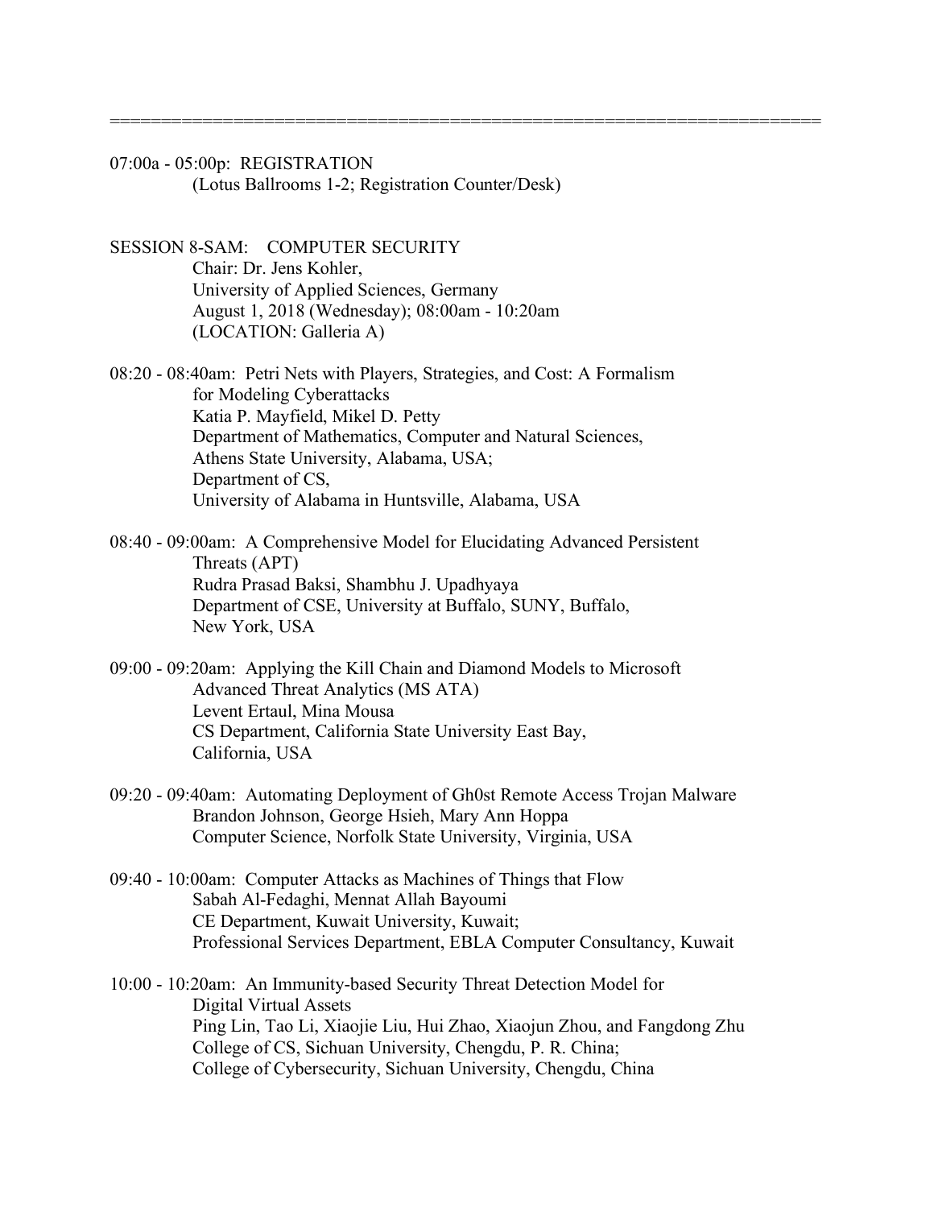======================================================================

07:00a - 05:00p: REGISTRATION
(Lotus Ballrooms 1-2; Registration Counter/Desk)

SESSION 8-SAM: COMPUTER SECURITY
Chair: Dr. Jens Kohler,
University of Applied Sciences, Germany
August 1, 2018 (Wednesday); 08:00am - 10:20am
(LOCATION: Galleria A)

08:20 - 08:40am: Petri Nets with Players, Strategies, and Cost: A Formalism for Modeling Cyberattacks
Katia P. Mayfield, Mikel D. Petty
Department of Mathematics, Computer and Natural Sciences,
Athens State University, Alabama, USA;
Department of CS,
University of Alabama in Huntsville, Alabama, USA

08:40 - 09:00am: A Comprehensive Model for Elucidating Advanced Persistent Threats (APT)
Rudra Prasad Baksi, Shambhu J. Upadhyaya
Department of CSE, University at Buffalo, SUNY, Buffalo,
New York, USA

09:00 - 09:20am: Applying the Kill Chain and Diamond Models to Microsoft Advanced Threat Analytics (MS ATA)
Levent Ertaul, Mina Mousa
CS Department, California State University East Bay,
California, USA

09:20 - 09:40am: Automating Deployment of Gh0st Remote Access Trojan Malware
Brandon Johnson, George Hsieh, Mary Ann Hoppa
Computer Science, Norfolk State University, Virginia, USA

09:40 - 10:00am: Computer Attacks as Machines of Things that Flow
Sabah Al-Fedaghi, Mennat Allah Bayoumi
CE Department, Kuwait University, Kuwait;
Professional Services Department, EBLA Computer Consultancy, Kuwait

10:00 - 10:20am: An Immunity-based Security Threat Detection Model for Digital Virtual Assets
Ping Lin, Tao Li, Xiaojie Liu, Hui Zhao, Xiaojun Zhou, and Fangdong Zhu
College of CS, Sichuan University, Chengdu, P. R. China;
College of Cybersecurity, Sichuan University, Chengdu, China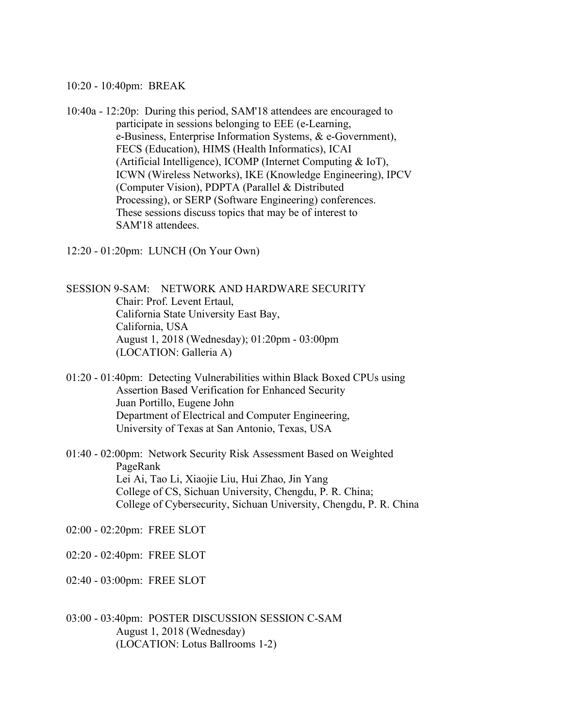10:20 - 10:40pm: BREAK

10:40a - 12:20p: During this period, SAM'18 attendees are encouraged to participate in sessions belonging to EEE (e-Learning, e-Business, Enterprise Information Systems, & e-Government), FECS (Education), HIMS (Health Informatics), ICAI (Artificial Intelligence), ICOMP (Internet Computing & IoT), ICWN (Wireless Networks), IKE (Knowledge Engineering), IPCV (Computer Vision), PDPTA (Parallel & Distributed Processing), or SERP (Software Engineering) conferences. These sessions discuss topics that may be of interest to SAM'18 attendees.

12:20 - 01:20pm: LUNCH (On Your Own)

SESSION 9-SAM: NETWORK AND HARDWARE SECURITY
Chair: Prof. Levent Ertaul,
California State University East Bay,
California, USA
August 1, 2018 (Wednesday); 01:20pm - 03:00pm
(LOCATION: Galleria A)

01:20 - 01:40pm: Detecting Vulnerabilities within Black Boxed CPUs using Assertion Based Verification for Enhanced Security
Juan Portillo, Eugene John
Department of Electrical and Computer Engineering,
University of Texas at San Antonio, Texas, USA

01:40 - 02:00pm: Network Security Risk Assessment Based on Weighted PageRank
Lei Ai, Tao Li, Xiaojie Liu, Hui Zhao, Jin Yang
College of CS, Sichuan University, Chengdu, P. R. China;
College of Cybersecurity, Sichuan University, Chengdu, P. R. China

02:00 - 02:20pm: FREE SLOT

02:20 - 02:40pm: FREE SLOT

02:40 - 03:00pm: FREE SLOT

03:00 - 03:40pm: POSTER DISCUSSION SESSION C-SAM
August 1, 2018 (Wednesday)
(LOCATION: Lotus Ballrooms 1-2)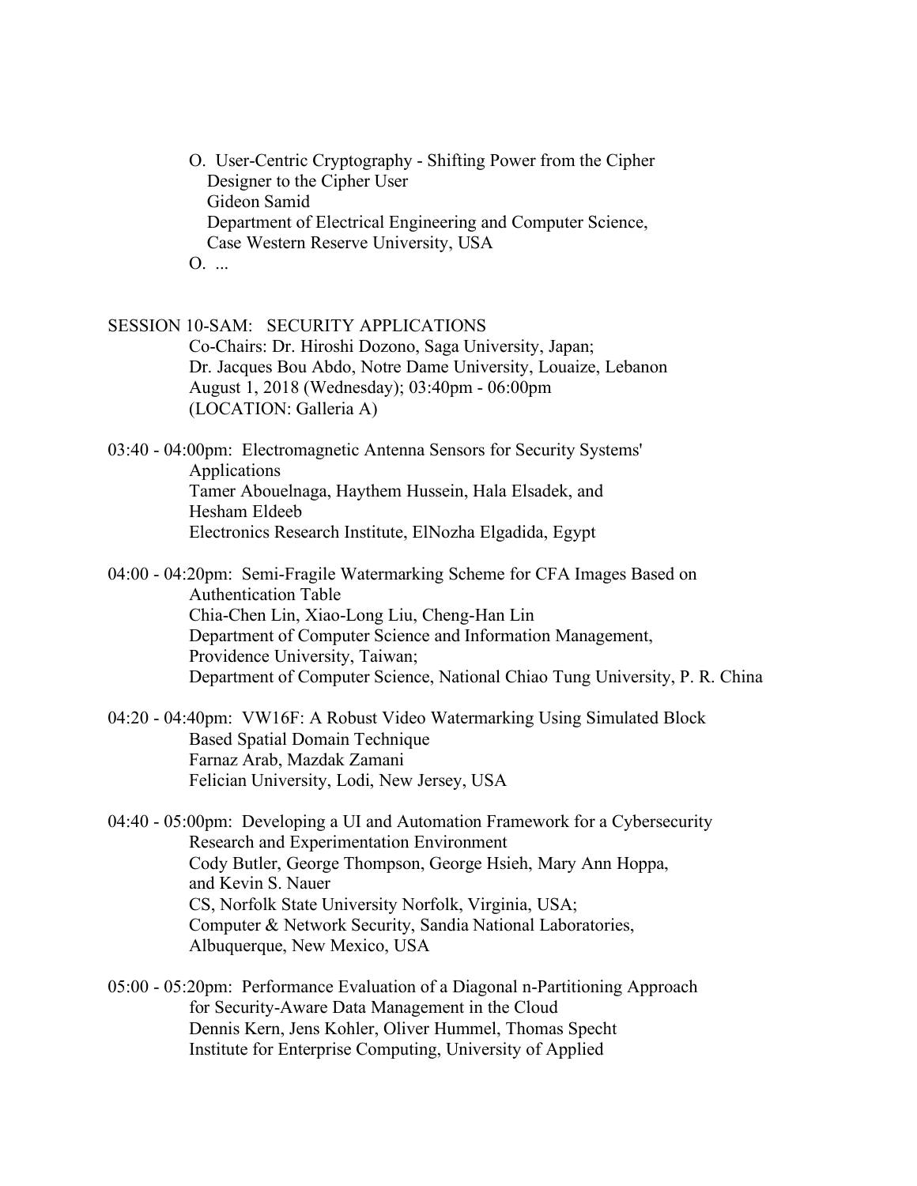O. User-Centric Cryptography - Shifting Power from the Cipher Designer to the Cipher User
Gideon Samid
Department of Electrical Engineering and Computer Science, Case Western Reserve University, USA

O. ...

## SESSION 10-SAM: SECURITY APPLICATIONS

Co-Chairs: Dr. Hiroshi Dozono, Saga University, Japan;
Dr. Jacques Bou Abdo, Notre Dame University, Louaize, Lebanon
August 1, 2018 (Wednesday); 03:40pm - 06:00pm
(LOCATION: Galleria A)

03:40 - 04:00pm: Electromagnetic Antenna Sensors for Security Systems' Applications
Tamer Abouelnaga, Haythem Hussein, Hala Elsadek, and Hesham Eldeeb
Electronics Research Institute, ElNozha Elgadida, Egypt

04:00 - 04:20pm: Semi-Fragile Watermarking Scheme for CFA Images Based on Authentication Table
Chia-Chen Lin, Xiao-Long Liu, Cheng-Han Lin
Department of Computer Science and Information Management, Providence University, Taiwan;
Department of Computer Science, National Chiao Tung University, P. R. China

04:20 - 04:40pm: VW16F: A Robust Video Watermarking Using Simulated Block Based Spatial Domain Technique
Farnaz Arab, Mazdak Zamani
Felician University, Lodi, New Jersey, USA

04:40 - 05:00pm: Developing a UI and Automation Framework for a Cybersecurity Research and Experimentation Environment
Cody Butler, George Thompson, George Hsieh, Mary Ann Hoppa, and Kevin S. Nauer
CS, Norfolk State University Norfolk, Virginia, USA;
Computer & Network Security, Sandia National Laboratories, Albuquerque, New Mexico, USA

05:00 - 05:20pm: Performance Evaluation of a Diagonal n-Partitioning Approach for Security-Aware Data Management in the Cloud
Dennis Kern, Jens Kohler, Oliver Hummel, Thomas Specht
Institute for Enterprise Computing, University of Applied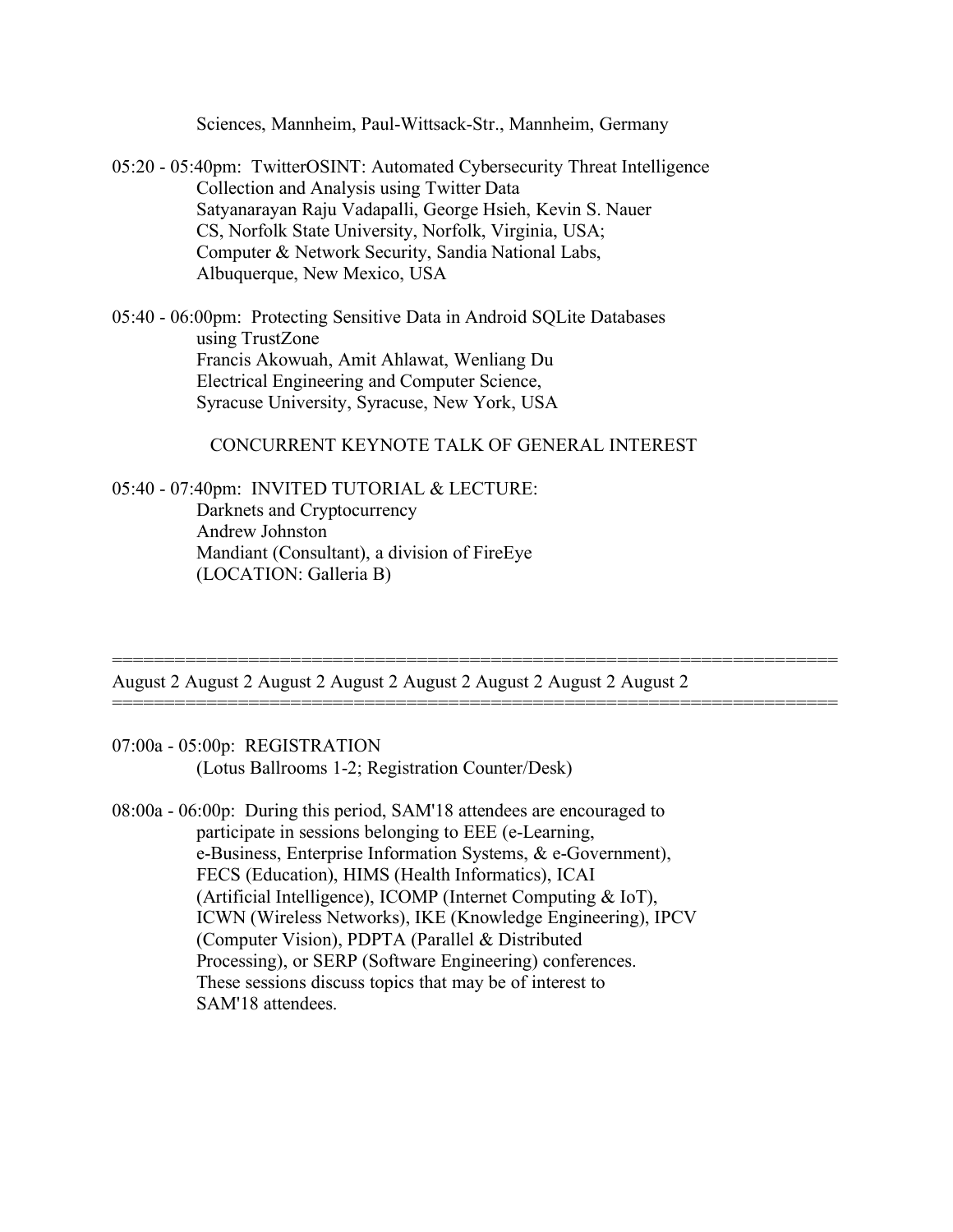Sciences, Mannheim, Paul-Wittsack-Str., Mannheim, Germany

05:20 - 05:40pm: TwitterOSINT: Automated Cybersecurity Threat Intelligence Collection and Analysis using Twitter Data
Satyanarayan Raju Vadapalli, George Hsieh, Kevin S. Nauer
CS, Norfolk State University, Norfolk, Virginia, USA;
Computer & Network Security, Sandia National Labs, Albuquerque, New Mexico, USA

05:40 - 06:00pm: Protecting Sensitive Data in Android SQLite Databases using TrustZone
Francis Akowuah, Amit Ahlawat, Wenliang Du
Electrical Engineering and Computer Science, Syracuse University, Syracuse, New York, USA

CONCURRENT KEYNOTE TALK OF GENERAL INTEREST

05:40 - 07:40pm: INVITED TUTORIAL & LECTURE:
Darknets and Cryptocurrency
Andrew Johnston
Mandiant (Consultant), a division of FireEye
(LOCATION: Galleria B)

====================================================================
August 2 August 2 August 2 August 2 August 2 August 2 August 2 August 2
====================================================================

07:00a - 05:00p: REGISTRATION
(Lotus Ballrooms 1-2; Registration Counter/Desk)

08:00a - 06:00p: During this period, SAM'18 attendees are encouraged to participate in sessions belonging to EEE (e-Learning, e-Business, Enterprise Information Systems, & e-Government), FECS (Education), HIMS (Health Informatics), ICAI (Artificial Intelligence), ICOMP (Internet Computing & IoT), ICWN (Wireless Networks), IKE (Knowledge Engineering), IPCV (Computer Vision), PDPTA (Parallel & Distributed Processing), or SERP (Software Engineering) conferences. These sessions discuss topics that may be of interest to SAM'18 attendees.